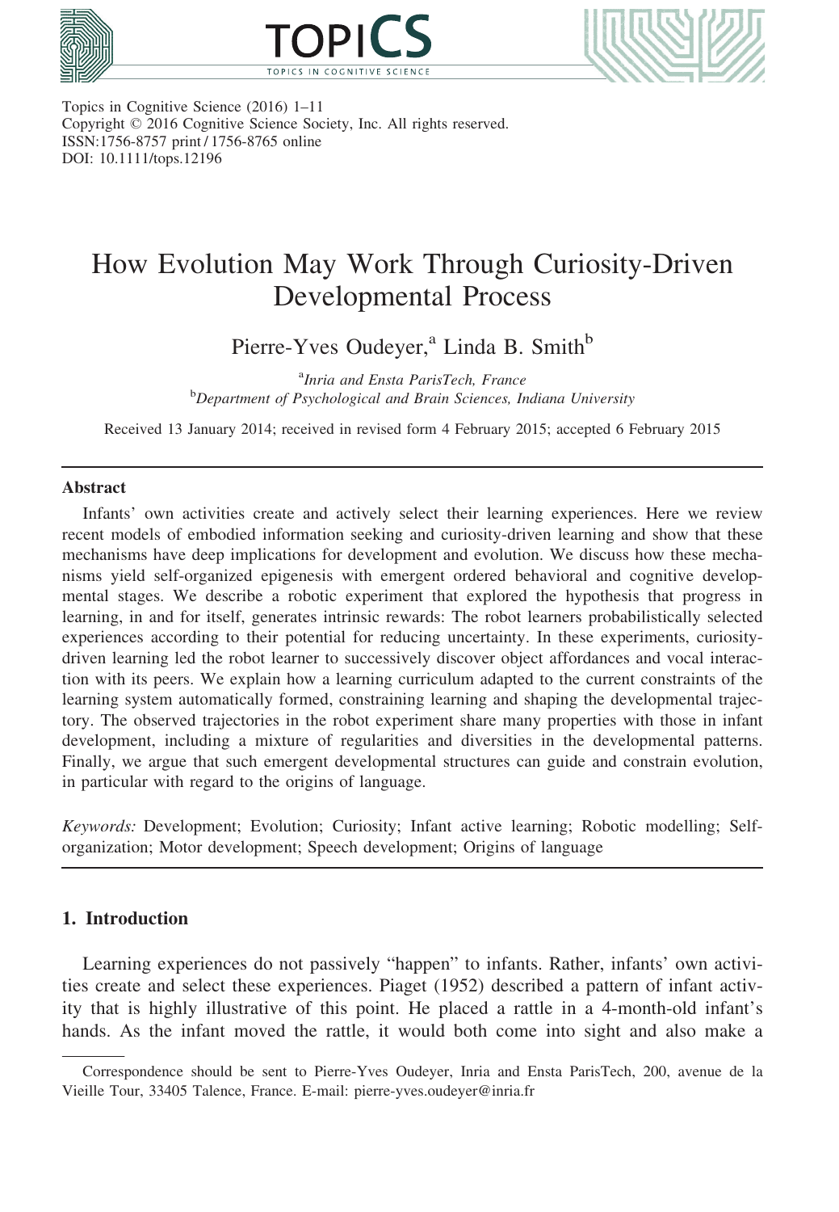Topics in Cognitive Science (2016) 1–11
Copyright © 2016 Cognitive Science Society, Inc. All rights reserved.
ISSN:1756-8757 print / 1756-8765 online
DOI: 10.1111/tops.12196

# How Evolution May Work Through Curiosity-Driven Developmental Process

Pierre-Yves Oudeyer,[a] Linda B. Smith[b]

[a] *Inria and Ensta ParisTech, France*
[b] *Department of Psychological and Brain Sciences, Indiana University*

Received 13 January 2014; received in revised form 4 February 2015; accepted 6 February 2015

---

**Abstract**

Infants' own activities create and actively select their learning experiences. Here we review recent models of embodied information seeking and curiosity-driven learning and show that these mechanisms have deep implications for development and evolution. We discuss how these mechanisms yield self-organized epigenesis with emergent ordered behavioral and cognitive developmental stages. We describe a robotic experiment that explored the hypothesis that progress in learning, in and for itself, generates intrinsic rewards: The robot learners probabilistically selected experiences according to their potential for reducing uncertainty. In these experiments, curiosity-driven learning led the robot learner to successively discover object affordances and vocal interaction with its peers. We explain how a learning curriculum adapted to the current constraints of the learning system automatically formed, constraining learning and shaping the developmental trajectory. The observed trajectories in the robot experiment share many properties with those in infant development, including a mixture of regularities and diversities in the developmental patterns. Finally, we argue that such emergent developmental structures can guide and constrain evolution, in particular with regard to the origins of language.

*Keywords:* Development; Evolution; Curiosity; Infant active learning; Robotic modelling; Self-organization; Motor development; Speech development; Origins of language

---

## 1. Introduction

Learning experiences do not passively "happen" to infants. Rather, infants' own activities create and select these experiences. Piaget (1952) described a pattern of infant activity that is highly illustrative of this point. He placed a rattle in a 4-month-old infant's hands. As the infant moved the rattle, it would both come into sight and also make a

---

Correspondence should be sent to Pierre-Yves Oudeyer, Inria and Ensta ParisTech, 200, avenue de la Vieille Tour, 33405 Talence, France. E-mail: pierre-yves.oudeyer@inria.fr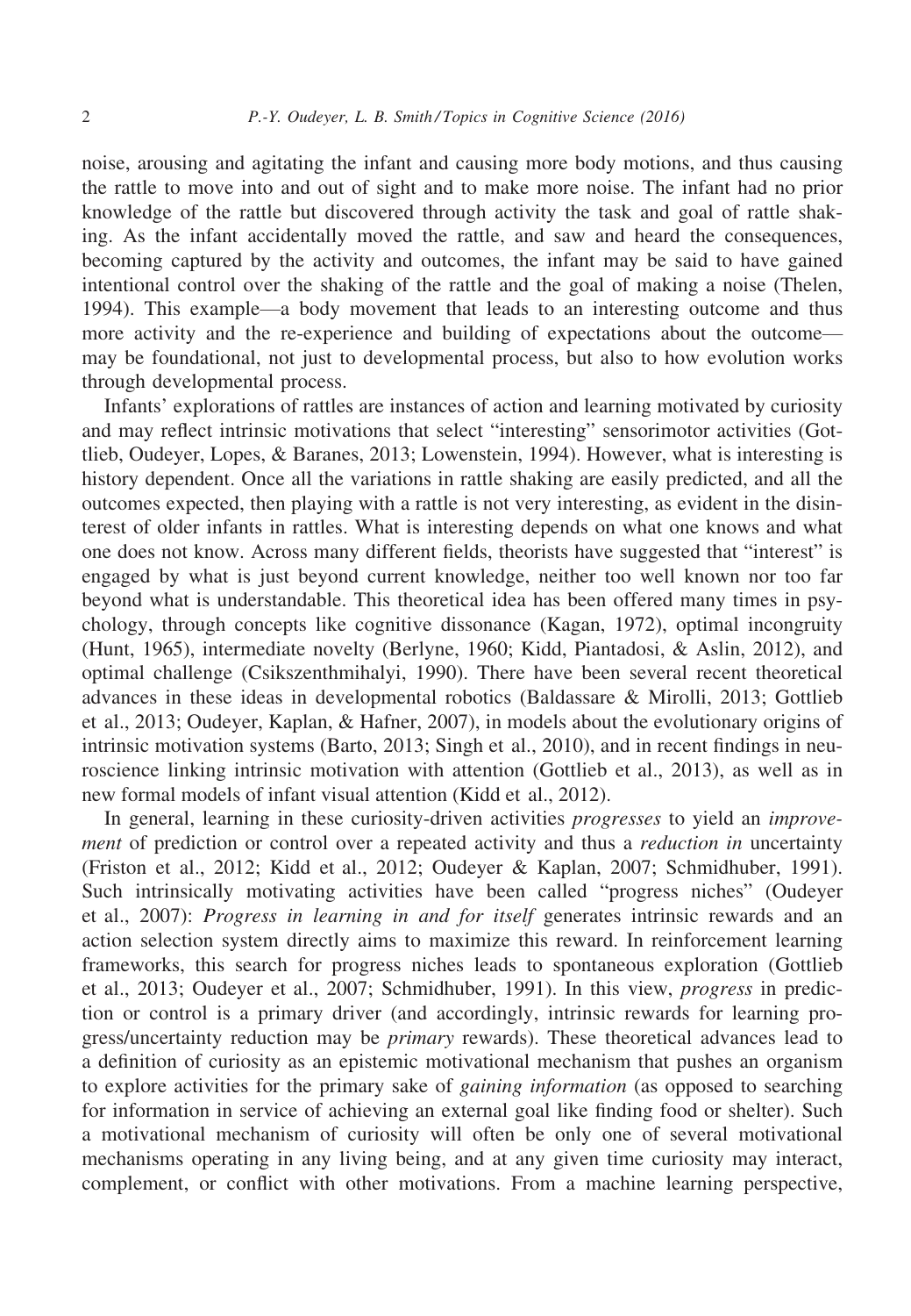noise, arousing and agitating the infant and causing more body motions, and thus causing the rattle to move into and out of sight and to make more noise. The infant had no prior knowledge of the rattle but discovered through activity the task and goal of rattle shaking. As the infant accidentally moved the rattle, and saw and heard the consequences, becoming captured by the activity and outcomes, the infant may be said to have gained intentional control over the shaking of the rattle and the goal of making a noise (Thelen, 1994). This example—a body movement that leads to an interesting outcome and thus more activity and the re-experience and building of expectations about the outcome—may be foundational, not just to developmental process, but also to how evolution works through developmental process.

Infants' explorations of rattles are instances of action and learning motivated by curiosity and may reflect intrinsic motivations that select "interesting" sensorimotor activities (Gottlieb, Oudeyer, Lopes, & Baranes, 2013; Lowenstein, 1994). However, what is interesting is history dependent. Once all the variations in rattle shaking are easily predicted, and all the outcomes expected, then playing with a rattle is not very interesting, as evident in the disinterest of older infants in rattles. What is interesting depends on what one knows and what one does not know. Across many different fields, theorists have suggested that "interest" is engaged by what is just beyond current knowledge, neither too well known nor too far beyond what is understandable. This theoretical idea has been offered many times in psychology, through concepts like cognitive dissonance (Kagan, 1972), optimal incongruity (Hunt, 1965), intermediate novelty (Berlyne, 1960; Kidd, Piantadosi, & Aslin, 2012), and optimal challenge (Csikszenthmihalyi, 1990). There have been several recent theoretical advances in these ideas in developmental robotics (Baldassare & Mirolli, 2013; Gottlieb et al., 2013; Oudeyer, Kaplan, & Hafner, 2007), in models about the evolutionary origins of intrinsic motivation systems (Barto, 2013; Singh et al., 2010), and in recent findings in neuroscience linking intrinsic motivation with attention (Gottlieb et al., 2013), as well as in new formal models of infant visual attention (Kidd et al., 2012).

In general, learning in these curiosity-driven activities *progresses* to yield an *improvement* of prediction or control over a repeated activity and thus a *reduction in* uncertainty (Friston et al., 2012; Kidd et al., 2012; Oudeyer & Kaplan, 2007; Schmidhuber, 1991). Such intrinsically motivating activities have been called "progress niches" (Oudeyer et al., 2007): *Progress in learning in and for itself* generates intrinsic rewards and an action selection system directly aims to maximize this reward. In reinforcement learning frameworks, this search for progress niches leads to spontaneous exploration (Gottlieb et al., 2013; Oudeyer et al., 2007; Schmidhuber, 1991). In this view, *progress* in prediction or control is a primary driver (and accordingly, intrinsic rewards for learning progress/uncertainty reduction may be *primary* rewards). These theoretical advances lead to a definition of curiosity as an epistemic motivational mechanism that pushes an organism to explore activities for the primary sake of *gaining information* (as opposed to searching for information in service of achieving an external goal like finding food or shelter). Such a motivational mechanism of curiosity will often be only one of several motivational mechanisms operating in any living being, and at any given time curiosity may interact, complement, or conflict with other motivations. From a machine learning perspective,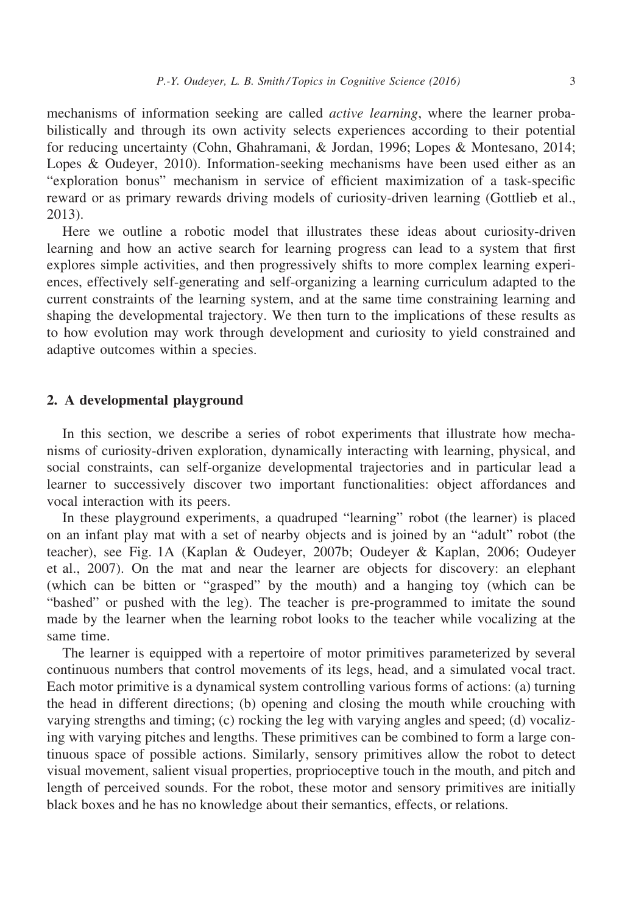mechanisms of information seeking are called *active learning*, where the learner probabilistically and through its own activity selects experiences according to their potential for reducing uncertainty (Cohn, Ghahramani, & Jordan, 1996; Lopes & Montesano, 2014; Lopes & Oudeyer, 2010). Information-seeking mechanisms have been used either as an "exploration bonus" mechanism in service of efficient maximization of a task-specific reward or as primary rewards driving models of curiosity-driven learning (Gottlieb et al., 2013).

Here we outline a robotic model that illustrates these ideas about curiosity-driven learning and how an active search for learning progress can lead to a system that first explores simple activities, and then progressively shifts to more complex learning experiences, effectively self-generating and self-organizing a learning curriculum adapted to the current constraints of the learning system, and at the same time constraining learning and shaping the developmental trajectory. We then turn to the implications of these results as to how evolution may work through development and curiosity to yield constrained and adaptive outcomes within a species.

## 2. A developmental playground

In this section, we describe a series of robot experiments that illustrate how mechanisms of curiosity-driven exploration, dynamically interacting with learning, physical, and social constraints, can self-organize developmental trajectories and in particular lead a learner to successively discover two important functionalities: object affordances and vocal interaction with its peers.

In these playground experiments, a quadruped "learning" robot (the learner) is placed on an infant play mat with a set of nearby objects and is joined by an "adult" robot (the teacher), see Fig. 1A (Kaplan & Oudeyer, 2007b; Oudeyer & Kaplan, 2006; Oudeyer et al., 2007). On the mat and near the learner are objects for discovery: an elephant (which can be bitten or "grasped" by the mouth) and a hanging toy (which can be "bashed" or pushed with the leg). The teacher is pre-programmed to imitate the sound made by the learner when the learning robot looks to the teacher while vocalizing at the same time.

The learner is equipped with a repertoire of motor primitives parameterized by several continuous numbers that control movements of its legs, head, and a simulated vocal tract. Each motor primitive is a dynamical system controlling various forms of actions: (a) turning the head in different directions; (b) opening and closing the mouth while crouching with varying strengths and timing; (c) rocking the leg with varying angles and speed; (d) vocalizing with varying pitches and lengths. These primitives can be combined to form a large continuous space of possible actions. Similarly, sensory primitives allow the robot to detect visual movement, salient visual properties, proprioceptive touch in the mouth, and pitch and length of perceived sounds. For the robot, these motor and sensory primitives are initially black boxes and he has no knowledge about their semantics, effects, or relations.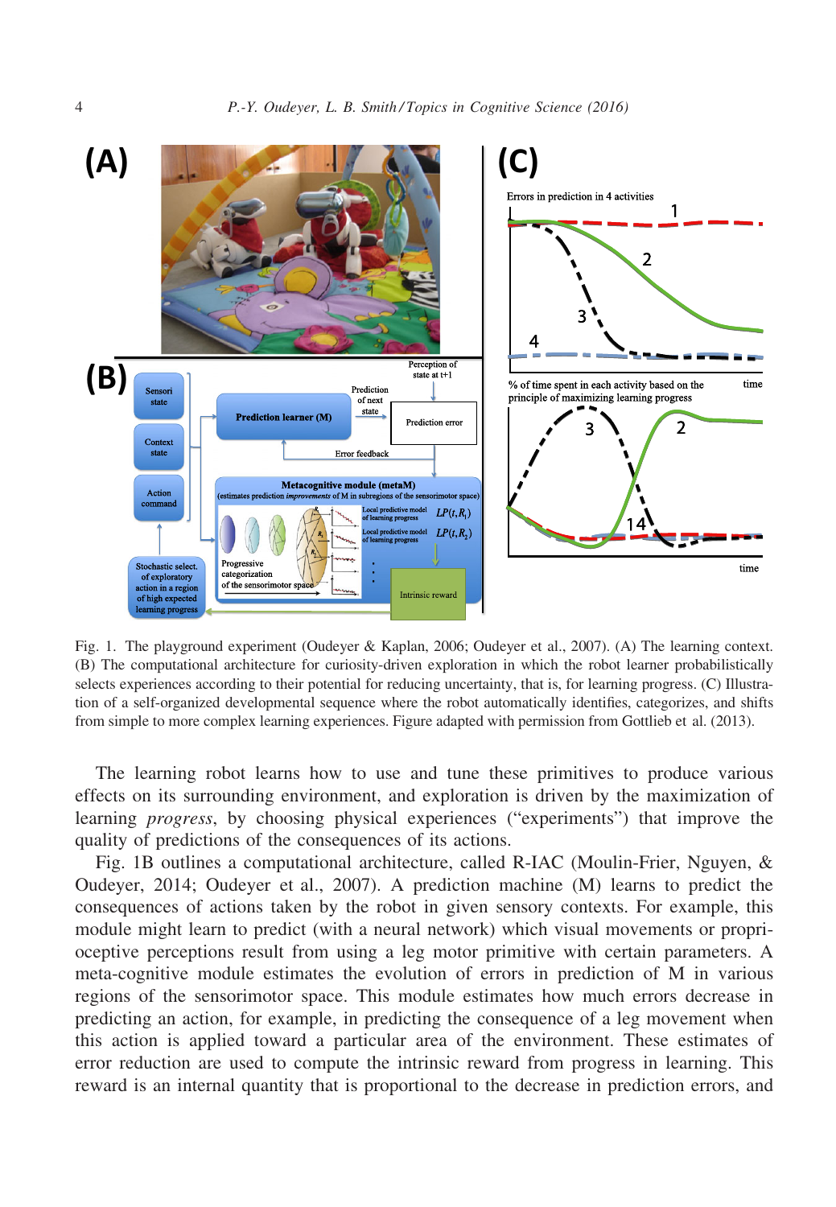Fig. 1. The playground experiment (Oudeyer & Kaplan, 2006; Oudeyer et al., 2007). (A) The learning context. (B) The computational architecture for curiosity-driven exploration in which the robot learner probabilistically selects experiences according to their potential for reducing uncertainty, that is, for learning progress. (C) Illustration of a self-organized developmental sequence where the robot automatically identifies, categorizes, and shifts from simple to more complex learning experiences. Figure adapted with permission from Gottlieb et al. (2013).

The learning robot learns how to use and tune these primitives to produce various effects on its surrounding environment, and exploration is driven by the maximization of learning *progress*, by choosing physical experiences ("experiments") that improve the quality of predictions of the consequences of its actions.

Fig. 1B outlines a computational architecture, called R-IAC (Moulin-Frier, Nguyen, & Oudeyer, 2014; Oudeyer et al., 2007). A prediction machine (M) learns to predict the consequences of actions taken by the robot in given sensory contexts. For example, this module might learn to predict (with a neural network) which visual movements or proprioceptive perceptions result from using a leg motor primitive with certain parameters. A meta-cognitive module estimates the evolution of errors in prediction of M in various regions of the sensorimotor space. This module estimates how much errors decrease in predicting an action, for example, in predicting the consequence of a leg movement when this action is applied toward a particular area of the environment. These estimates of error reduction are used to compute the intrinsic reward from progress in learning. This reward is an internal quantity that is proportional to the decrease in prediction errors, and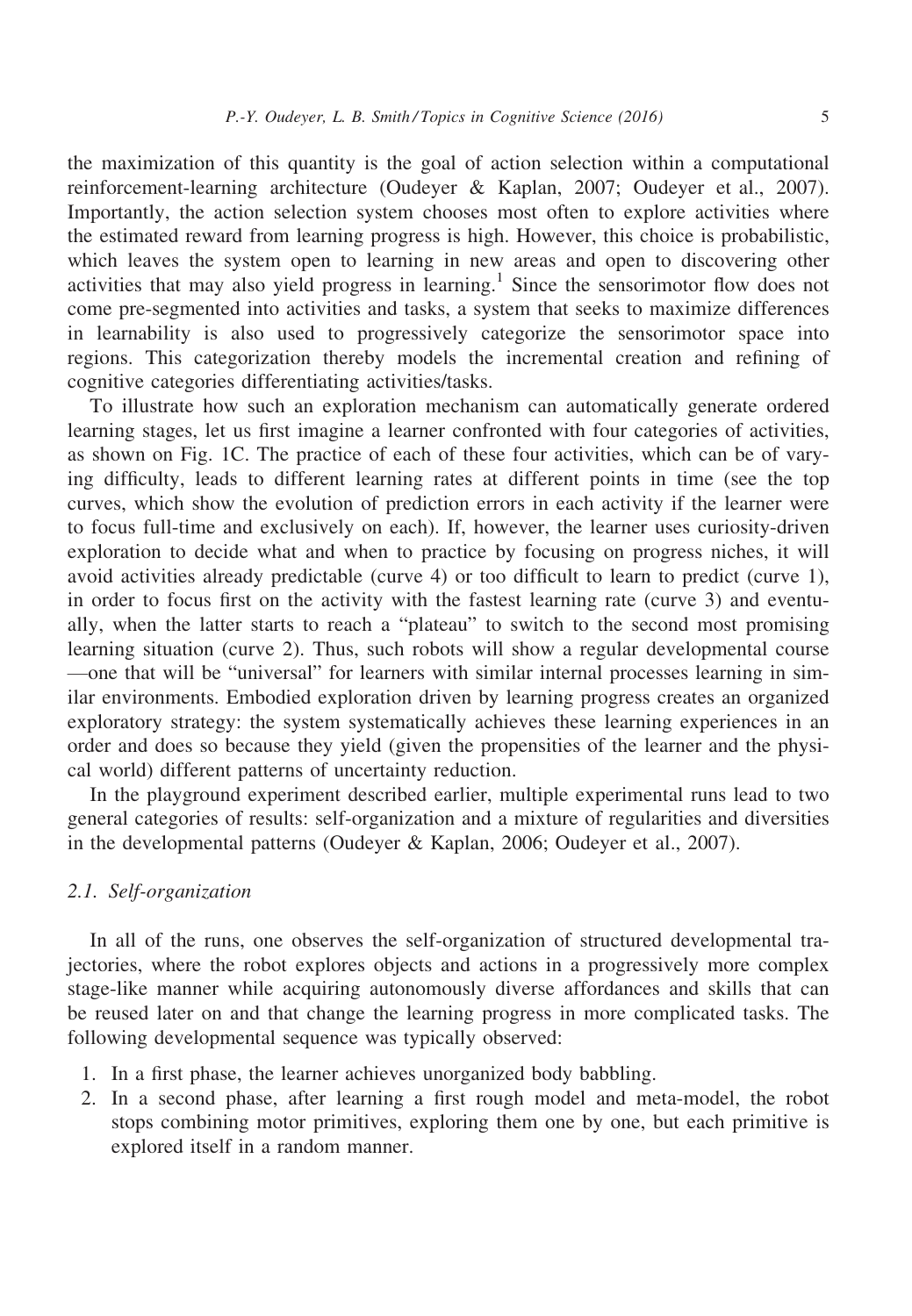the maximization of this quantity is the goal of action selection within a computational reinforcement-learning architecture (Oudeyer & Kaplan, 2007; Oudeyer et al., 2007). Importantly, the action selection system chooses most often to explore activities where the estimated reward from learning progress is high. However, this choice is probabilistic, which leaves the system open to learning in new areas and open to discovering other activities that may also yield progress in learning.[1] Since the sensorimotor flow does not come pre-segmented into activities and tasks, a system that seeks to maximize differences in learnability is also used to progressively categorize the sensorimotor space into regions. This categorization thereby models the incremental creation and refining of cognitive categories differentiating activities/tasks.

To illustrate how such an exploration mechanism can automatically generate ordered learning stages, let us first imagine a learner confronted with four categories of activities, as shown on Fig. 1C. The practice of each of these four activities, which can be of varying difficulty, leads to different learning rates at different points in time (see the top curves, which show the evolution of prediction errors in each activity if the learner were to focus full-time and exclusively on each). If, however, the learner uses curiosity-driven exploration to decide what and when to practice by focusing on progress niches, it will avoid activities already predictable (curve 4) or too difficult to learn to predict (curve 1), in order to focus first on the activity with the fastest learning rate (curve 3) and eventually, when the latter starts to reach a "plateau" to switch to the second most promising learning situation (curve 2). Thus, such robots will show a regular developmental course —one that will be "universal" for learners with similar internal processes learning in similar environments. Embodied exploration driven by learning progress creates an organized exploratory strategy: the system systematically achieves these learning experiences in an order and does so because they yield (given the propensities of the learner and the physical world) different patterns of uncertainty reduction.

In the playground experiment described earlier, multiple experimental runs lead to two general categories of results: self-organization and a mixture of regularities and diversities in the developmental patterns (Oudeyer & Kaplan, 2006; Oudeyer et al., 2007).

### *2.1. Self-organization*

In all of the runs, one observes the self-organization of structured developmental trajectories, where the robot explores objects and actions in a progressively more complex stage-like manner while acquiring autonomously diverse affordances and skills that can be reused later on and that change the learning progress in more complicated tasks. The following developmental sequence was typically observed:

1. In a first phase, the learner achieves unorganized body babbling.
2. In a second phase, after learning a first rough model and meta-model, the robot stops combining motor primitives, exploring them one by one, but each primitive is explored itself in a random manner.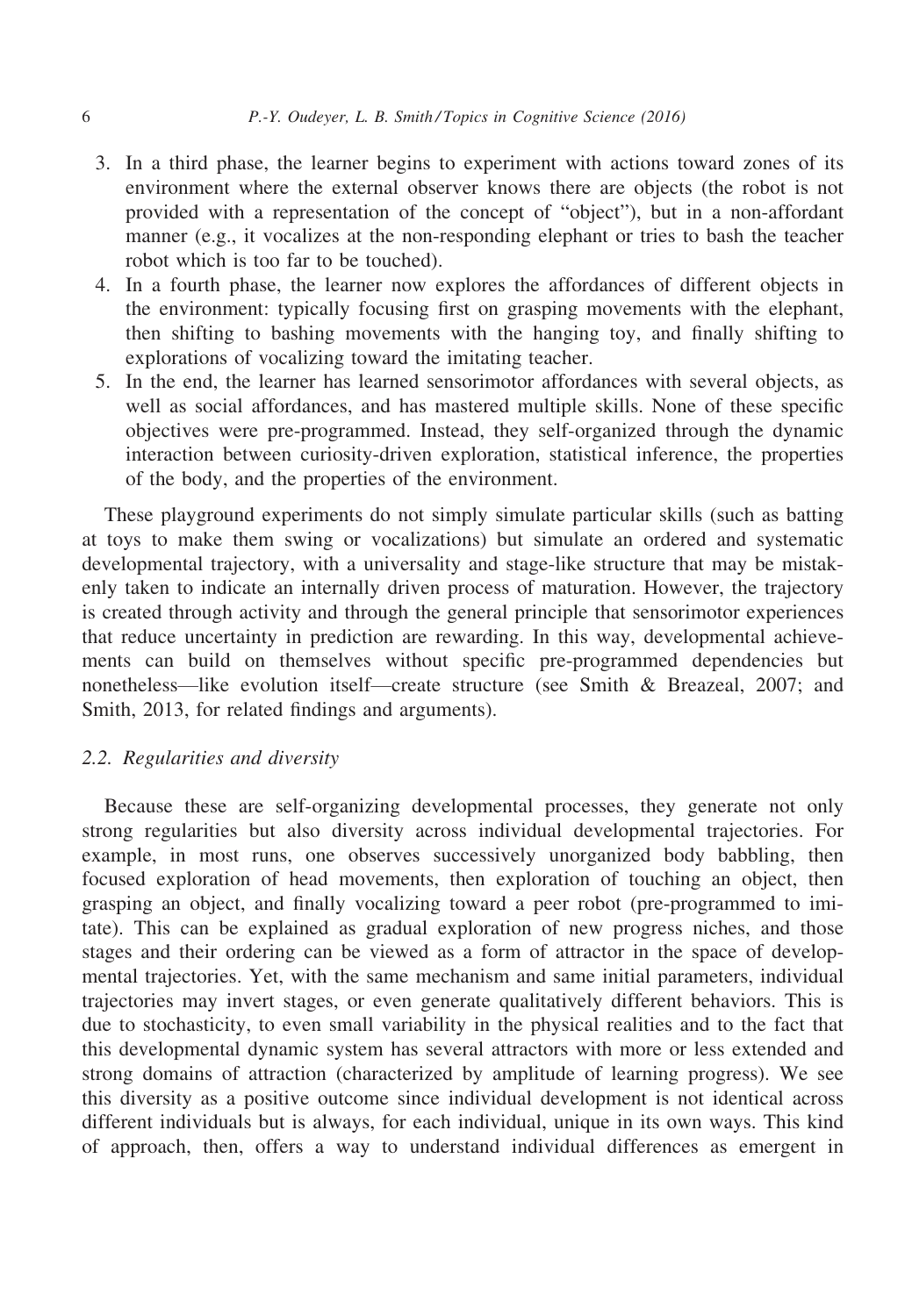3. In a third phase, the learner begins to experiment with actions toward zones of its environment where the external observer knows there are objects (the robot is not provided with a representation of the concept of "object"), but in a non-affordant manner (e.g., it vocalizes at the non-responding elephant or tries to bash the teacher robot which is too far to be touched).
4. In a fourth phase, the learner now explores the affordances of different objects in the environment: typically focusing first on grasping movements with the elephant, then shifting to bashing movements with the hanging toy, and finally shifting to explorations of vocalizing toward the imitating teacher.
5. In the end, the learner has learned sensorimotor affordances with several objects, as well as social affordances, and has mastered multiple skills. None of these specific objectives were pre-programmed. Instead, they self-organized through the dynamic interaction between curiosity-driven exploration, statistical inference, the properties of the body, and the properties of the environment.

These playground experiments do not simply simulate particular skills (such as batting at toys to make them swing or vocalizations) but simulate an ordered and systematic developmental trajectory, with a universality and stage-like structure that may be mistakenly taken to indicate an internally driven process of maturation. However, the trajectory is created through activity and through the general principle that sensorimotor experiences that reduce uncertainty in prediction are rewarding. In this way, developmental achievements can build on themselves without specific pre-programmed dependencies but nonetheless—like evolution itself—create structure (see Smith & Breazeal, 2007; and Smith, 2013, for related findings and arguments).

### 2.2. Regularities and diversity

Because these are self-organizing developmental processes, they generate not only strong regularities but also diversity across individual developmental trajectories. For example, in most runs, one observes successively unorganized body babbling, then focused exploration of head movements, then exploration of touching an object, then grasping an object, and finally vocalizing toward a peer robot (pre-programmed to imitate). This can be explained as gradual exploration of new progress niches, and those stages and their ordering can be viewed as a form of attractor in the space of developmental trajectories. Yet, with the same mechanism and same initial parameters, individual trajectories may invert stages, or even generate qualitatively different behaviors. This is due to stochasticity, to even small variability in the physical realities and to the fact that this developmental dynamic system has several attractors with more or less extended and strong domains of attraction (characterized by amplitude of learning progress). We see this diversity as a positive outcome since individual development is not identical across different individuals but is always, for each individual, unique in its own ways. This kind of approach, then, offers a way to understand individual differences as emergent in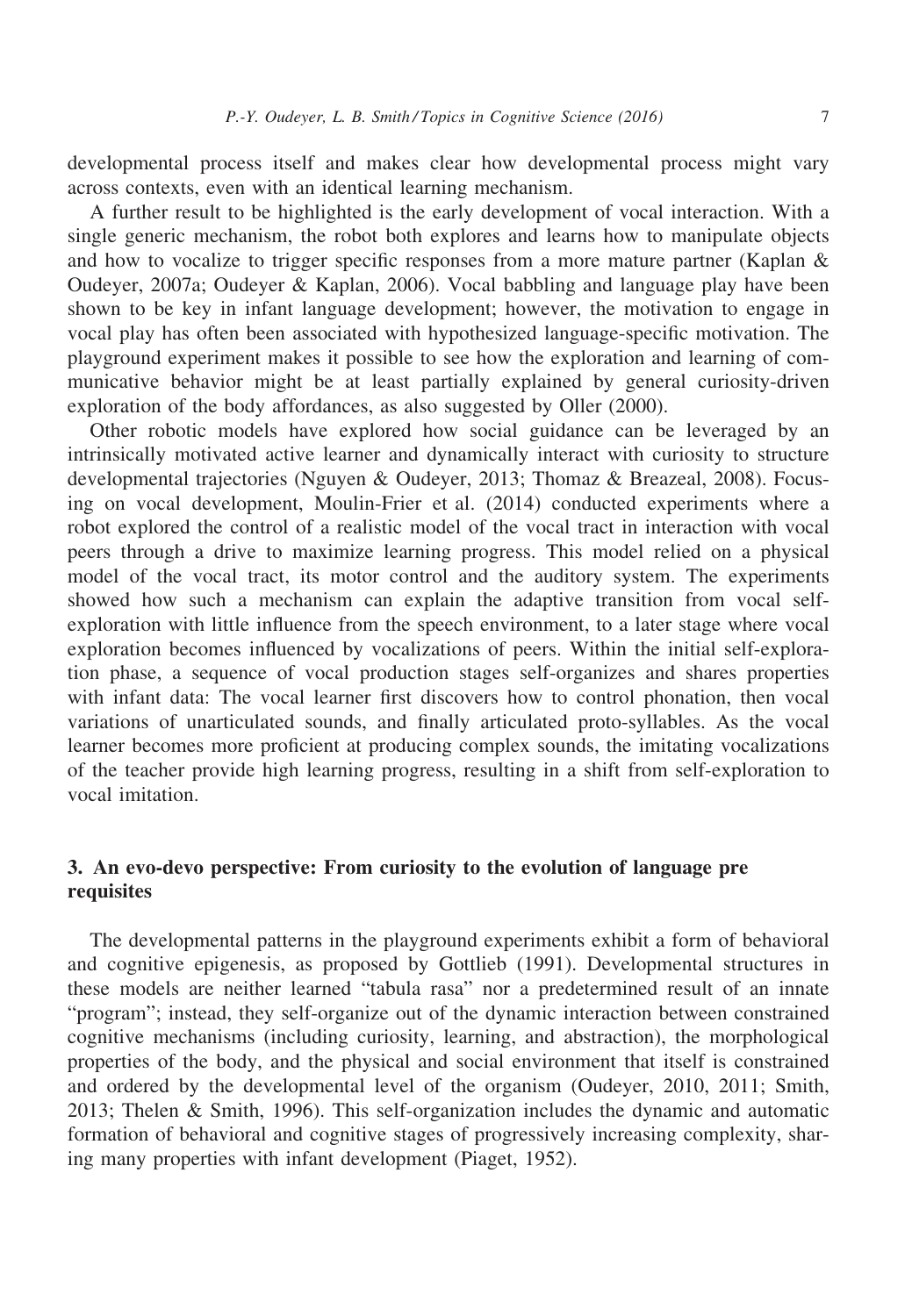developmental process itself and makes clear how developmental process might vary across contexts, even with an identical learning mechanism.

A further result to be highlighted is the early development of vocal interaction. With a single generic mechanism, the robot both explores and learns how to manipulate objects and how to vocalize to trigger specific responses from a more mature partner (Kaplan & Oudeyer, 2007a; Oudeyer & Kaplan, 2006). Vocal babbling and language play have been shown to be key in infant language development; however, the motivation to engage in vocal play has often been associated with hypothesized language-specific motivation. The playground experiment makes it possible to see how the exploration and learning of communicative behavior might be at least partially explained by general curiosity-driven exploration of the body affordances, as also suggested by Oller (2000).

Other robotic models have explored how social guidance can be leveraged by an intrinsically motivated active learner and dynamically interact with curiosity to structure developmental trajectories (Nguyen & Oudeyer, 2013; Thomaz & Breazeal, 2008). Focusing on vocal development, Moulin-Frier et al. (2014) conducted experiments where a robot explored the control of a realistic model of the vocal tract in interaction with vocal peers through a drive to maximize learning progress. This model relied on a physical model of the vocal tract, its motor control and the auditory system. The experiments showed how such a mechanism can explain the adaptive transition from vocal self-exploration with little influence from the speech environment, to a later stage where vocal exploration becomes influenced by vocalizations of peers. Within the initial self-exploration phase, a sequence of vocal production stages self-organizes and shares properties with infant data: The vocal learner first discovers how to control phonation, then vocal variations of unarticulated sounds, and finally articulated proto-syllables. As the vocal learner becomes more proficient at producing complex sounds, the imitating vocalizations of the teacher provide high learning progress, resulting in a shift from self-exploration to vocal imitation.

## 3. An evo-devo perspective: From curiosity to the evolution of language pre requisites

The developmental patterns in the playground experiments exhibit a form of behavioral and cognitive epigenesis, as proposed by Gottlieb (1991). Developmental structures in these models are neither learned "tabula rasa" nor a predetermined result of an innate "program"; instead, they self-organize out of the dynamic interaction between constrained cognitive mechanisms (including curiosity, learning, and abstraction), the morphological properties of the body, and the physical and social environment that itself is constrained and ordered by the developmental level of the organism (Oudeyer, 2010, 2011; Smith, 2013; Thelen & Smith, 1996). This self-organization includes the dynamic and automatic formation of behavioral and cognitive stages of progressively increasing complexity, sharing many properties with infant development (Piaget, 1952).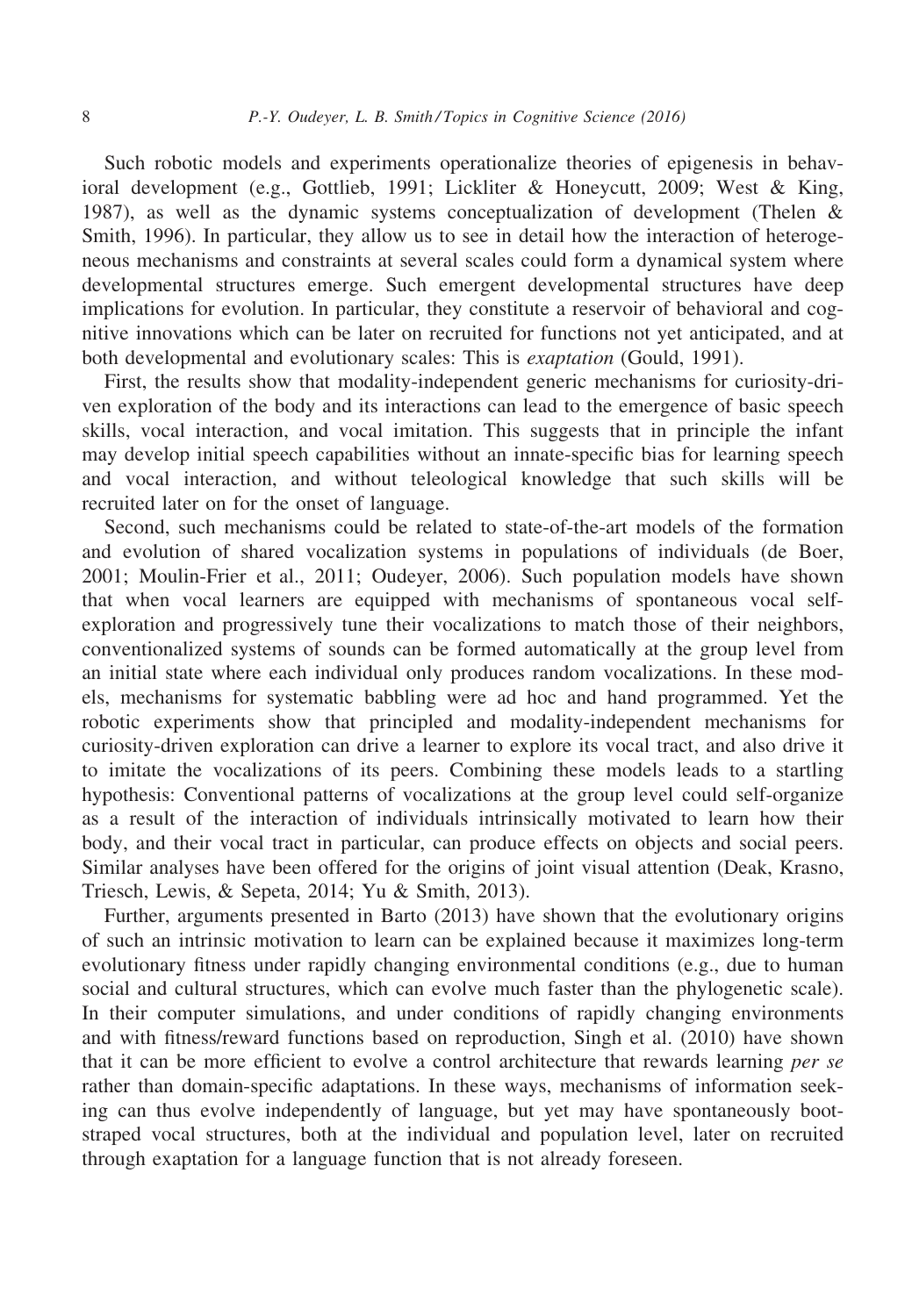Such robotic models and experiments operationalize theories of epigenesis in behavioral development (e.g., Gottlieb, 1991; Lickliter & Honeycutt, 2009; West & King, 1987), as well as the dynamic systems conceptualization of development (Thelen & Smith, 1996). In particular, they allow us to see in detail how the interaction of heterogeneous mechanisms and constraints at several scales could form a dynamical system where developmental structures emerge. Such emergent developmental structures have deep implications for evolution. In particular, they constitute a reservoir of behavioral and cognitive innovations which can be later on recruited for functions not yet anticipated, and at both developmental and evolutionary scales: This is *exaptation* (Gould, 1991).

First, the results show that modality-independent generic mechanisms for curiosity-driven exploration of the body and its interactions can lead to the emergence of basic speech skills, vocal interaction, and vocal imitation. This suggests that in principle the infant may develop initial speech capabilities without an innate-specific bias for learning speech and vocal interaction, and without teleological knowledge that such skills will be recruited later on for the onset of language.

Second, such mechanisms could be related to state-of-the-art models of the formation and evolution of shared vocalization systems in populations of individuals (de Boer, 2001; Moulin-Frier et al., 2011; Oudeyer, 2006). Such population models have shown that when vocal learners are equipped with mechanisms of spontaneous vocal self-exploration and progressively tune their vocalizations to match those of their neighbors, conventionalized systems of sounds can be formed automatically at the group level from an initial state where each individual only produces random vocalizations. In these models, mechanisms for systematic babbling were ad hoc and hand programmed. Yet the robotic experiments show that principled and modality-independent mechanisms for curiosity-driven exploration can drive a learner to explore its vocal tract, and also drive it to imitate the vocalizations of its peers. Combining these models leads to a startling hypothesis: Conventional patterns of vocalizations at the group level could self-organize as a result of the interaction of individuals intrinsically motivated to learn how their body, and their vocal tract in particular, can produce effects on objects and social peers. Similar analyses have been offered for the origins of joint visual attention (Deak, Krasno, Triesch, Lewis, & Sepeta, 2014; Yu & Smith, 2013).

Further, arguments presented in Barto (2013) have shown that the evolutionary origins of such an intrinsic motivation to learn can be explained because it maximizes long-term evolutionary fitness under rapidly changing environmental conditions (e.g., due to human social and cultural structures, which can evolve much faster than the phylogenetic scale). In their computer simulations, and under conditions of rapidly changing environments and with fitness/reward functions based on reproduction, Singh et al. (2010) have shown that it can be more efficient to evolve a control architecture that rewards learning *per se* rather than domain-specific adaptations. In these ways, mechanisms of information seeking can thus evolve independently of language, but yet may have spontaneously bootstraped vocal structures, both at the individual and population level, later on recruited through exaptation for a language function that is not already foreseen.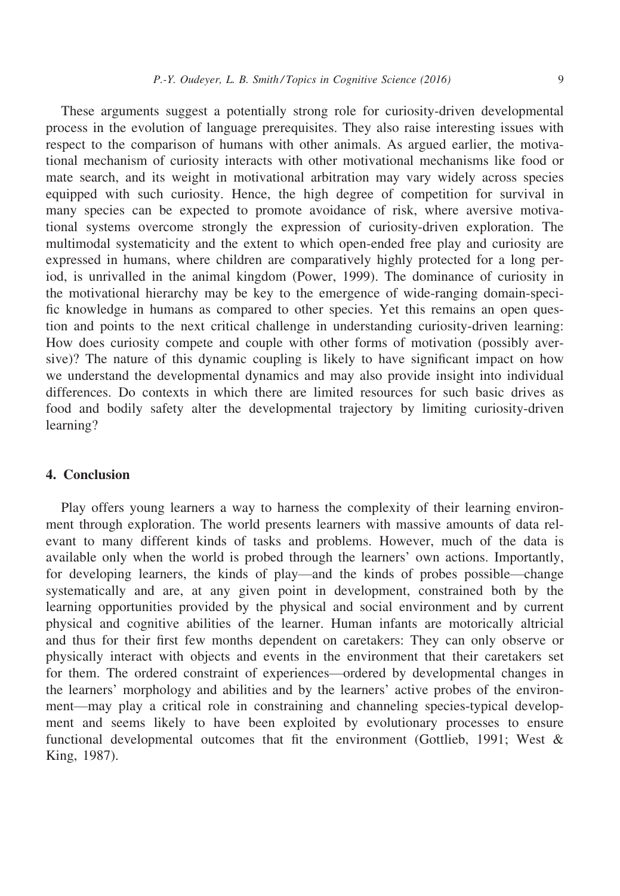These arguments suggest a potentially strong role for curiosity-driven developmental process in the evolution of language prerequisites. They also raise interesting issues with respect to the comparison of humans with other animals. As argued earlier, the motivational mechanism of curiosity interacts with other motivational mechanisms like food or mate search, and its weight in motivational arbitration may vary widely across species equipped with such curiosity. Hence, the high degree of competition for survival in many species can be expected to promote avoidance of risk, where aversive motivational systems overcome strongly the expression of curiosity-driven exploration. The multimodal systematicity and the extent to which open-ended free play and curiosity are expressed in humans, where children are comparatively highly protected for a long period, is unrivalled in the animal kingdom (Power, 1999). The dominance of curiosity in the motivational hierarchy may be key to the emergence of wide-ranging domain-specific knowledge in humans as compared to other species. Yet this remains an open question and points to the next critical challenge in understanding curiosity-driven learning: How does curiosity compete and couple with other forms of motivation (possibly aversive)? The nature of this dynamic coupling is likely to have significant impact on how we understand the developmental dynamics and may also provide insight into individual differences. Do contexts in which there are limited resources for such basic drives as food and bodily safety alter the developmental trajectory by limiting curiosity-driven learning?

## 4. Conclusion

Play offers young learners a way to harness the complexity of their learning environment through exploration. The world presents learners with massive amounts of data relevant to many different kinds of tasks and problems. However, much of the data is available only when the world is probed through the learners' own actions. Importantly, for developing learners, the kinds of play—and the kinds of probes possible—change systematically and are, at any given point in development, constrained both by the learning opportunities provided by the physical and social environment and by current physical and cognitive abilities of the learner. Human infants are motorically altricial and thus for their first few months dependent on caretakers: They can only observe or physically interact with objects and events in the environment that their caretakers set for them. The ordered constraint of experiences—ordered by developmental changes in the learners' morphology and abilities and by the learners' active probes of the environment—may play a critical role in constraining and channeling species-typical development and seems likely to have been exploited by evolutionary processes to ensure functional developmental outcomes that fit the environment (Gottlieb, 1991; West & King, 1987).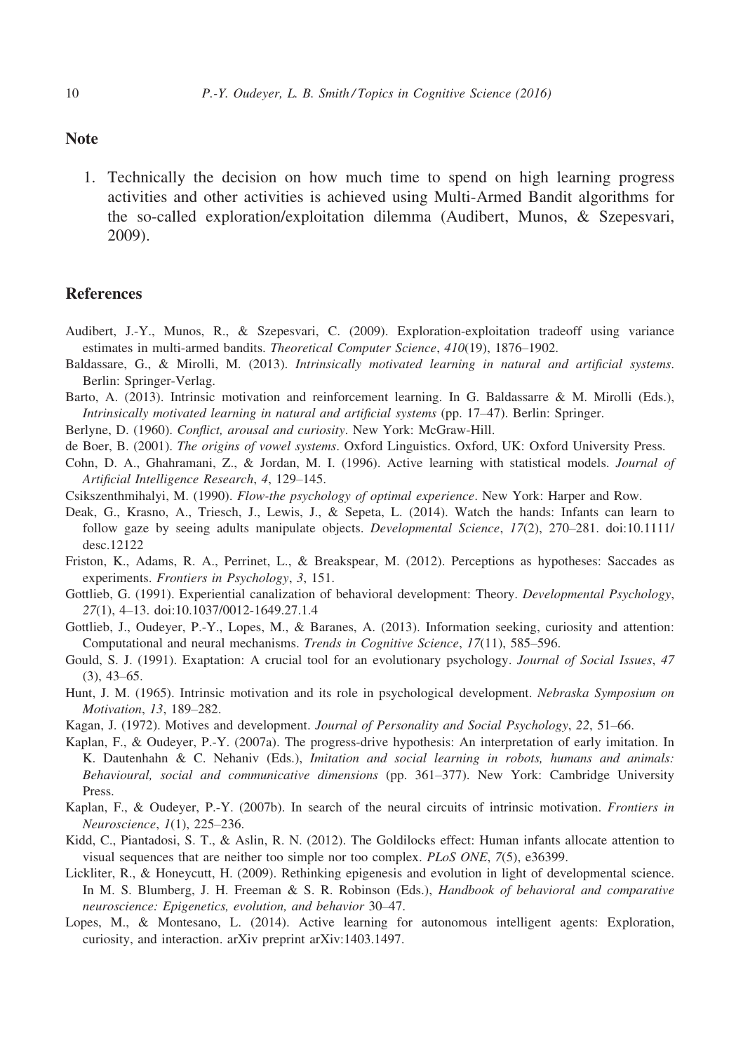## Note

1. Technically the decision on how much time to spend on high learning progress activities and other activities is achieved using Multi-Armed Bandit algorithms for the so-called exploration/exploitation dilemma (Audibert, Munos, & Szepesvari, 2009).

## References

Audibert, J.-Y., Munos, R., & Szepesvari, C. (2009). Exploration-exploitation tradeoff using variance estimates in multi-armed bandits. *Theoretical Computer Science*, *410*(19), 1876–1902.

Baldassare, G., & Mirolli, M. (2013). *Intrinsically motivated learning in natural and artificial systems*. Berlin: Springer-Verlag.

Barto, A. (2013). Intrinsic motivation and reinforcement learning. In G. Baldassarre & M. Mirolli (Eds.), *Intrinsically motivated learning in natural and artificial systems* (pp. 17–47). Berlin: Springer.

Berlyne, D. (1960). *Conflict, arousal and curiosity*. New York: McGraw-Hill.

de Boer, B. (2001). *The origins of vowel systems*. Oxford Linguistics. Oxford, UK: Oxford University Press.

Cohn, D. A., Ghahramani, Z., & Jordan, M. I. (1996). Active learning with statistical models. *Journal of Artificial Intelligence Research*, *4*, 129–145.

Csikszenthmihalyi, M. (1990). *Flow-the psychology of optimal experience*. New York: Harper and Row.

Deak, G., Krasno, A., Triesch, J., Lewis, J., & Sepeta, L. (2014). Watch the hands: Infants can learn to follow gaze by seeing adults manipulate objects. *Developmental Science*, *17*(2), 270–281. doi:10.1111/desc.12122

Friston, K., Adams, R. A., Perrinet, L., & Breakspear, M. (2012). Perceptions as hypotheses: Saccades as experiments. *Frontiers in Psychology*, *3*, 151.

Gottlieb, G. (1991). Experiential canalization of behavioral development: Theory. *Developmental Psychology*, *27*(1), 4–13. doi:10.1037/0012-1649.27.1.4

Gottlieb, J., Oudeyer, P.-Y., Lopes, M., & Baranes, A. (2013). Information seeking, curiosity and attention: Computational and neural mechanisms. *Trends in Cognitive Science*, *17*(11), 585–596.

Gould, S. J. (1991). Exaptation: A crucial tool for an evolutionary psychology. *Journal of Social Issues*, *47* (3), 43–65.

Hunt, J. M. (1965). Intrinsic motivation and its role in psychological development. *Nebraska Symposium on Motivation*, *13*, 189–282.

Kagan, J. (1972). Motives and development. *Journal of Personality and Social Psychology*, *22*, 51–66.

Kaplan, F., & Oudeyer, P.-Y. (2007a). The progress-drive hypothesis: An interpretation of early imitation. In K. Dautenhahn & C. Nehaniv (Eds.), *Imitation and social learning in robots, humans and animals: Behavioural, social and communicative dimensions* (pp. 361–377). New York: Cambridge University Press.

Kaplan, F., & Oudeyer, P.-Y. (2007b). In search of the neural circuits of intrinsic motivation. *Frontiers in Neuroscience*, *1*(1), 225–236.

Kidd, C., Piantadosi, S. T., & Aslin, R. N. (2012). The Goldilocks effect: Human infants allocate attention to visual sequences that are neither too simple nor too complex. *PLoS ONE*, *7*(5), e36399.

Lickliter, R., & Honeycutt, H. (2009). Rethinking epigenesis and evolution in light of developmental science. In M. S. Blumberg, J. H. Freeman & S. R. Robinson (Eds.), *Handbook of behavioral and comparative neuroscience: Epigenetics, evolution, and behavior* 30–47.

Lopes, M., & Montesano, L. (2014). Active learning for autonomous intelligent agents: Exploration, curiosity, and interaction. arXiv preprint arXiv:1403.1497.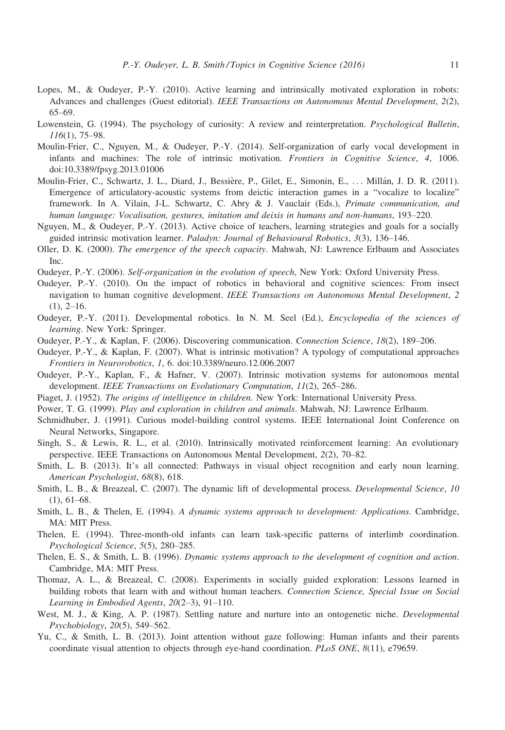Lopes, M., & Oudeyer, P.-Y. (2010). Active learning and intrinsically motivated exploration in robots: Advances and challenges (Guest editorial). *IEEE Transactions on Autonomous Mental Development*, *2*(2), 65–69.

Lowenstein, G. (1994). The psychology of curiosity: A review and reinterpretation. *Psychological Bulletin*, *116*(1), 75–98.

Moulin-Frier, C., Nguyen, M., & Oudeyer, P.-Y. (2014). Self-organization of early vocal development in infants and machines: The role of intrinsic motivation. *Frontiers in Cognitive Science*, *4*, 1006. doi:10.3389/fpsyg.2013.01006

Moulin-Frier, C., Schwartz, J. L., Diard, J., Bessière, P., Gilet, E., Simonin, E., ... Millán, J. D. R. (2011). Emergence of articulatory-acoustic systems from deictic interaction games in a "vocalize to localize" framework. In A. Vilain, J-L. Schwartz, C. Abry & J. Vauclair (Eds.), *Primate communication, and human language: Vocalisation, gestures, imitation and deixis in humans and non-humans*, 193–220.

Nguyen, M., & Oudeyer, P.-Y. (2013). Active choice of teachers, learning strategies and goals for a socially guided intrinsic motivation learner. *Paladyn: Journal of Behavioural Robotics*, *3*(3), 136–146.

Oller, D. K. (2000). *The emergence of the speech capacity*. Mahwah, NJ: Lawrence Erlbaum and Associates Inc.

Oudeyer, P.-Y. (2006). *Self-organization in the evolution of speech*, New York: Oxford University Press.

Oudeyer, P.-Y. (2010). On the impact of robotics in behavioral and cognitive sciences: From insect navigation to human cognitive development. *IEEE Transactions on Autonomous Mental Development*, 2 (1), 2–16.

Oudeyer, P.-Y. (2011). Developmental robotics. In N. M. Seel (Ed.), *Encyclopedia of the sciences of learning*. New York: Springer.

Oudeyer, P.-Y., & Kaplan, F. (2006). Discovering communication. *Connection Science*, *18*(2), 189–206.

Oudeyer, P.-Y., & Kaplan, F. (2007). What is intrinsic motivation? A typology of computational approaches *Frontiers in Neurorobotics*, *1*, 6. doi:10.3389/neuro.12.006.2007

Oudeyer, P.-Y., Kaplan, F., & Hafner, V. (2007). Intrinsic motivation systems for autonomous mental development. *IEEE Transactions on Evolutionary Computation*, *11*(2), 265–286.

Piaget, J. (1952). *The origins of intelligence in children*. New York: International University Press.

Power, T. G. (1999). *Play and exploration in children and animals*. Mahwah, NJ: Lawrence Erlbaum.

Schmidhuber, J. (1991). Curious model-building control systems. IEEE International Joint Conference on Neural Networks, Singapore.

Singh, S., & Lewis, R. L., et al. (2010). Intrinsically motivated reinforcement learning: An evolutionary perspective. IEEE Transactions on Autonomous Mental Development, 2(2), 70–82.

Smith, L. B. (2013). It's all connected: Pathways in visual object recognition and early noun learning. *American Psychologist*, *68*(8), 618.

Smith, L. B., & Breazeal, C. (2007). The dynamic lift of developmental process. *Developmental Science*, *10* (1), 61–68.

Smith, L. B., & Thelen, E. (1994). *A dynamic systems approach to development: Applications*. Cambridge, MA: MIT Press.

Thelen, E. (1994). Three-month-old infants can learn task-specific patterns of interlimb coordination. *Psychological Science*, *5*(5), 280–285.

Thelen, E. S., & Smith, L. B. (1996). *Dynamic systems approach to the development of cognition and action*. Cambridge, MA: MIT Press.

Thomaz, A. L., & Breazeal, C. (2008). Experiments in socially guided exploration: Lessons learned in building robots that learn with and without human teachers. *Connection Science, Special Issue on Social Learning in Embodied Agents*, *20*(2–3), 91–110.

West, M. J., & King, A. P. (1987). Settling nature and nurture into an ontogenetic niche. *Developmental Psychobiology*, *20*(5), 549–562.

Yu, C., & Smith, L. B. (2013). Joint attention without gaze following: Human infants and their parents coordinate visual attention to objects through eye-hand coordination. *PLoS ONE*, *8*(11), e79659.